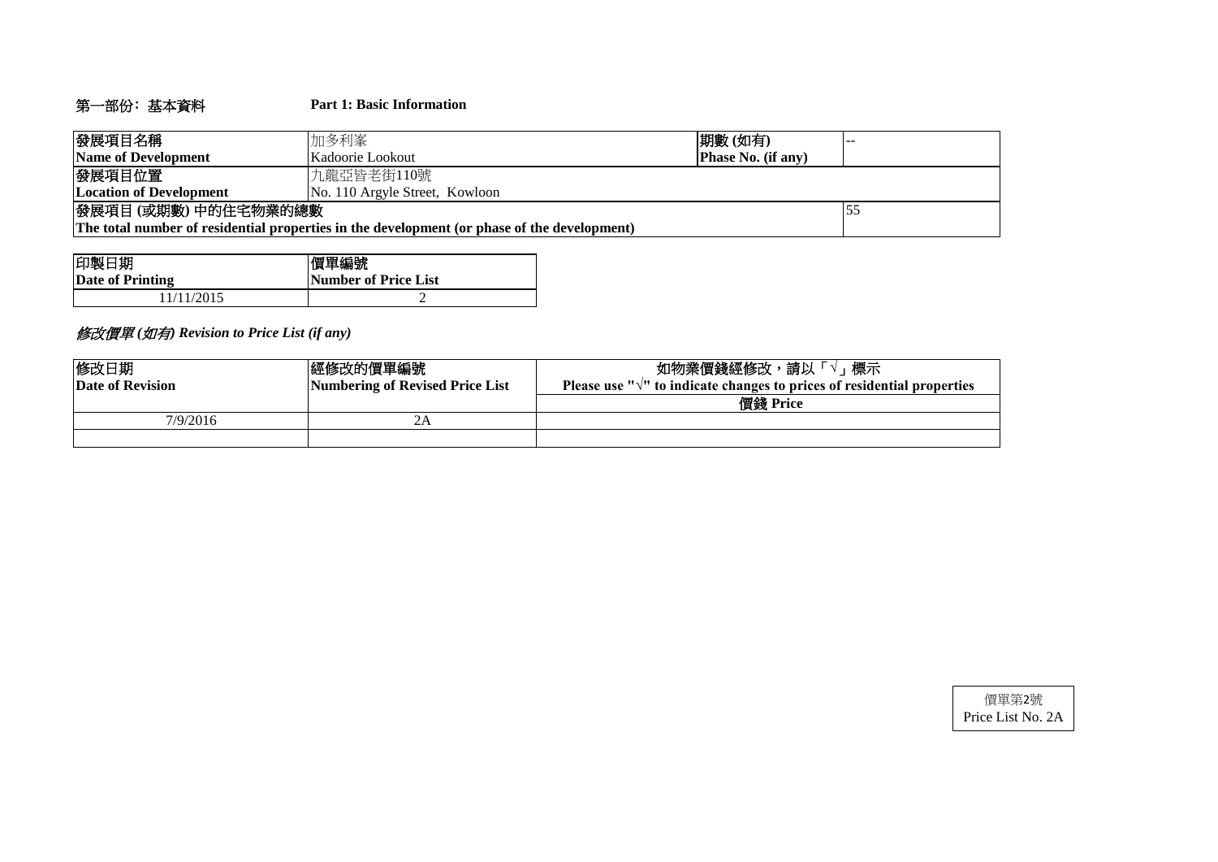## 第一部份：基本資料 Part 1: Basic Information

| 發展項目名稱<br>**Name of Development** | 加多利峯<br>Kadoorie Lookout | **期數 (如有)<br>Phase No. (if any)** | -- |
|---|---|---|---|
| **發展項目位置<br>Location of Development** | 九龍亞皆老街110號<br>No. 110 Argyle Street, Kowloon | | |
| **發展項目 (或期數) 中的住宅物業的總數<br>The total number of residential properties in the development (or phase of the development)** | | | 55 |

| 印製日期<br>**Date of Printing** | **價單編號<br>Number of Price List** |
|---|---|
| 11/11/2015 | 2 |

***修改價單 (如有) Revision to Price List (if any)***

| 修改日期<br>**Date of Revision** | **經修改的價單編號<br>Numbering of Revised Price List** | **如物業價錢經修改，請以「√」標示<br>Please use "√" to indicate changes to prices of residential properties** |
|---|---|---|
| | | **價錢 Price** |
| 7/9/2016 | 2A | |
| | | |

價單第2號
Price List No. 2A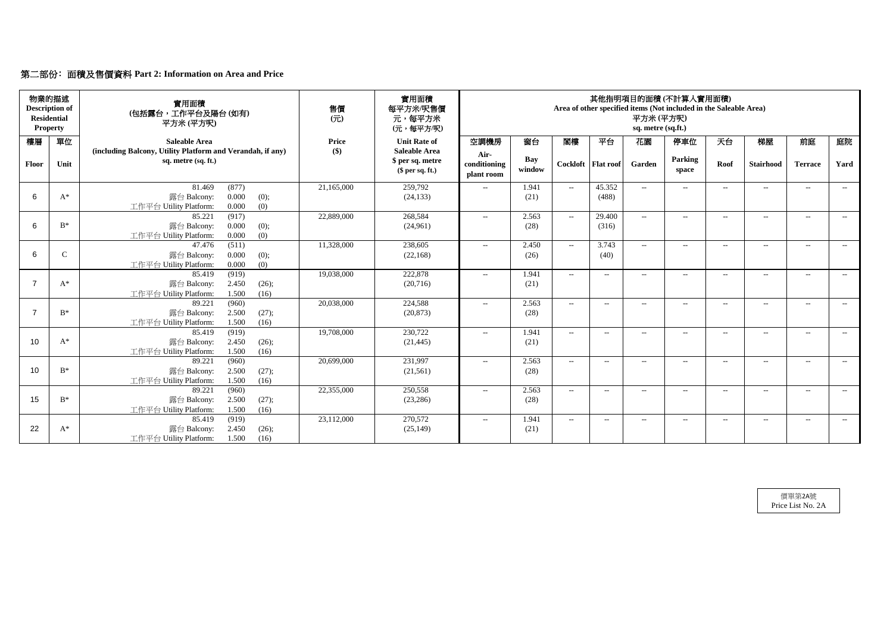## 第二部份: 面積及售價資料 Part 2: Information on Area and Price

| 物業的描述 Description of Residential Property | | 實用面積 (包括露台，工作平台及陽台 (如有)) 平方米 (平方呎) | 售價 (元) | 實用面積 每平方米/呎售價 元，每平方米 (元，每平方/呎) | 其他指明項目的面積 (不計算入實用面積) Area of other specified items (Not included in the Saleable Area) 平方米 (平方呎) sq. metre (sq.ft.) | | | | | | | | | |
|---|---|---|---|---|---|---|---|---|---|---|---|---|---|---|
| 樓層 Floor | 單位 Unit | Saleable Area (including Balcony, Utility Platform and Verandah, if any) sq. metre (sq. ft.) | Price ($) | Unit Rate of Saleable Area $ per sq. metre ($ per sq. ft.) | 空調機房 Air-conditioning plant room | 窗台 Bay window | 閣樓 Cockloft | 平台 Flat roof | 花園 Garden | 停車位 Parking space | 天台 Roof | 梯屋 Stairhood | 前庭 Terrace | 庭院 Yard |
| 6 | A* | 81.469 (877) 露台 Balcony: 0.000 (0); 工作平台 Utility Platform: 0.000 (0) | 21,165,000 | 259,792 (24,133) | -- | 1.941 (21) | -- | 45.352 (488) | -- | -- | -- | -- | -- | -- |
| 6 | B* | 85.221 (917) 露台 Balcony: 0.000 (0); 工作平台 Utility Platform: 0.000 (0) | 22,889,000 | 268,584 (24,961) | -- | 2.563 (28) | -- | 29.400 (316) | -- | -- | -- | -- | -- | -- |
| 6 | C | 47.476 (511) 露台 Balcony: 0.000 (0); 工作平台 Utility Platform: 0.000 (0) | 11,328,000 | 238,605 (22,168) | -- | 2.450 (26) | -- | 3.743 (40) | -- | -- | -- | -- | -- | -- |
| 7 | A* | 85.419 (919) 露台 Balcony: 2.450 (26); 工作平台 Utility Platform: 1.500 (16) | 19,038,000 | 222,878 (20,716) | -- | 1.941 (21) | -- | -- | -- | -- | -- | -- | -- | -- |
| 7 | B* | 89.221 (960) 露台 Balcony: 2.500 (27); 工作平台 Utility Platform: 1.500 (16) | 20,038,000 | 224,588 (20,873) | -- | 2.563 (28) | -- | -- | -- | -- | -- | -- | -- | -- |
| 10 | A* | 85.419 (919) 露台 Balcony: 2.450 (26); 工作平台 Utility Platform: 1.500 (16) | 19,708,000 | 230,722 (21,445) | -- | 1.941 (21) | -- | -- | -- | -- | -- | -- | -- | -- |
| 10 | B* | 89.221 (960) 露台 Balcony: 2.500 (27); 工作平台 Utility Platform: 1.500 (16) | 20,699,000 | 231,997 (21,561) | -- | 2.563 (28) | -- | -- | -- | -- | -- | -- | -- | -- |
| 15 | B* | 89.221 (960) 露台 Balcony: 2.500 (27); 工作平台 Utility Platform: 1.500 (16) | 22,355,000 | 250,558 (23,286) | -- | 2.563 (28) | -- | -- | -- | -- | -- | -- | -- | -- |
| 22 | A* | 85.419 (919) 露台 Balcony: 2.450 (26); 工作平台 Utility Platform: 1.500 (16) | 23,112,000 | 270,572 (25,149) | -- | 1.941 (21) | -- | -- | -- | -- | -- | -- | -- | -- |

價單第2A號
Price List No. 2A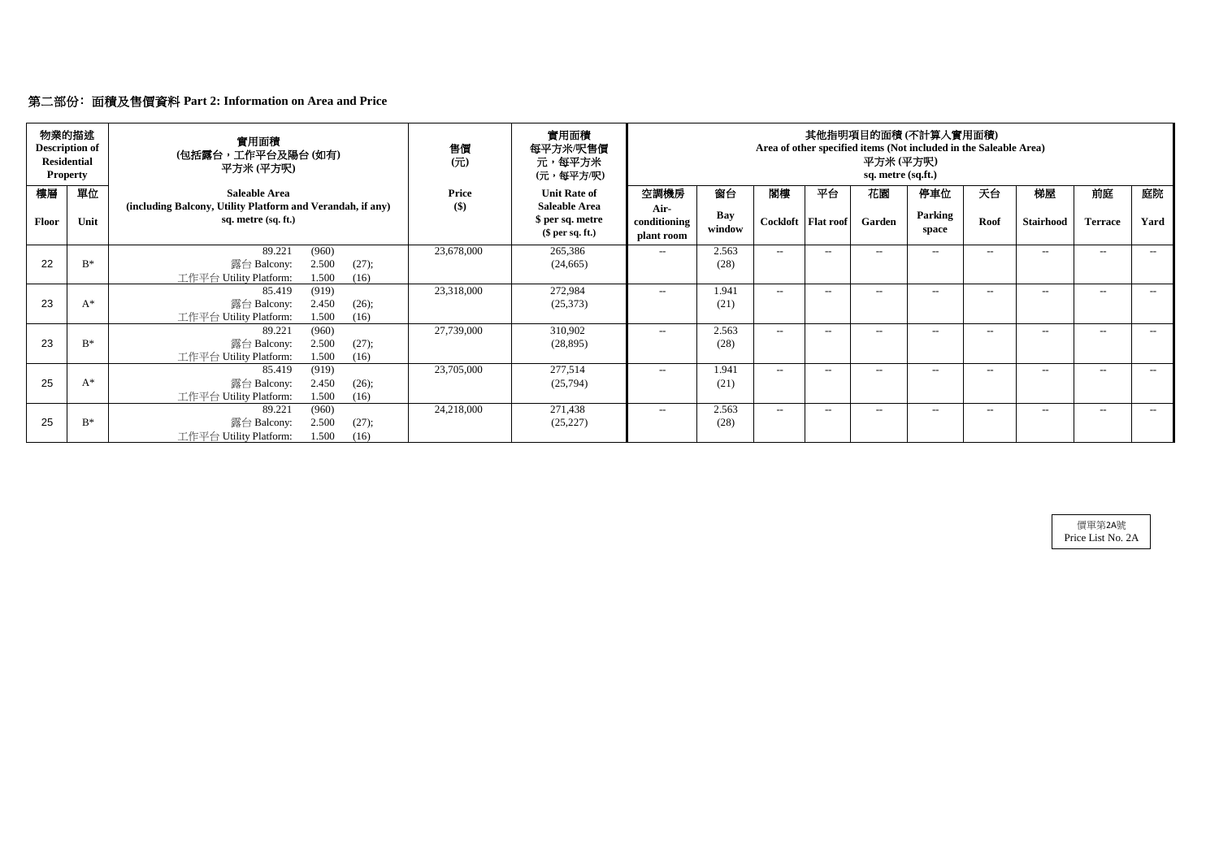## 第二部份：面積及售價資料 Part 2: Information on Area and Price

| 物業的描述 Description of Residential Property | | 實用面積 (包括露台，工作平台及陽台 (如有)) 平方米 (平方呎) | 售價 (元) | 實用面積 每平方米/呎售價 元，每平方米 (元，每平方/呎) | 其他指明項目的面積 (不計算入實用面積) Area of other specified items (Not included in the Saleable Area) 平方米 (平方呎) sq. metre (sq.ft.) | | | | | | | | | |
|---|---|---|---|---|---|---|---|---|---|---|---|---|---|---|
| 樓層 Floor | 單位 Unit | Saleable Area (including Balcony, Utility Platform and Verandah, if any) sq. metre (sq. ft.) | Price ($) | Unit Rate of Saleable Area $ per sq. metre ($ per sq. ft.) | 空調機房 Air-conditioning plant room | 窗台 Bay window | 閣樓 Cockloft | 平台 Flat roof | 花園 Garden | 停車位 Parking space | 天台 Roof | 梯屋 Stairhood | 前庭 Terrace | 庭院 Yard |
| 22 | B* | 89.221 (960) 露台 Balcony: 2.500 (27); 工作平台 Utility Platform: 1.500 (16) | 23,678,000 | 265,386 (24,665) | -- | 2.563 (28) | -- | -- | -- | -- | -- | -- | -- | -- |
| 23 | A* | 85.419 (919) 露台 Balcony: 2.450 (26); 工作平台 Utility Platform: 1.500 (16) | 23,318,000 | 272,984 (25,373) | -- | 1.941 (21) | -- | -- | -- | -- | -- | -- | -- | -- |
| 23 | B* | 89.221 (960) 露台 Balcony: 2.500 (27); 工作平台 Utility Platform: 1.500 (16) | 27,739,000 | 310,902 (28,895) | -- | 2.563 (28) | -- | -- | -- | -- | -- | -- | -- | -- |
| 25 | A* | 85.419 (919) 露台 Balcony: 2.450 (26); 工作平台 Utility Platform: 1.500 (16) | 23,705,000 | 277,514 (25,794) | -- | 1.941 (21) | -- | -- | -- | -- | -- | -- | -- | -- |
| 25 | B* | 89.221 (960) 露台 Balcony: 2.500 (27); 工作平台 Utility Platform: 1.500 (16) | 24,218,000 | 271,438 (25,227) | -- | 2.563 (28) | -- | -- | -- | -- | -- | -- | -- | -- |

價單第2A號
Price List No. 2A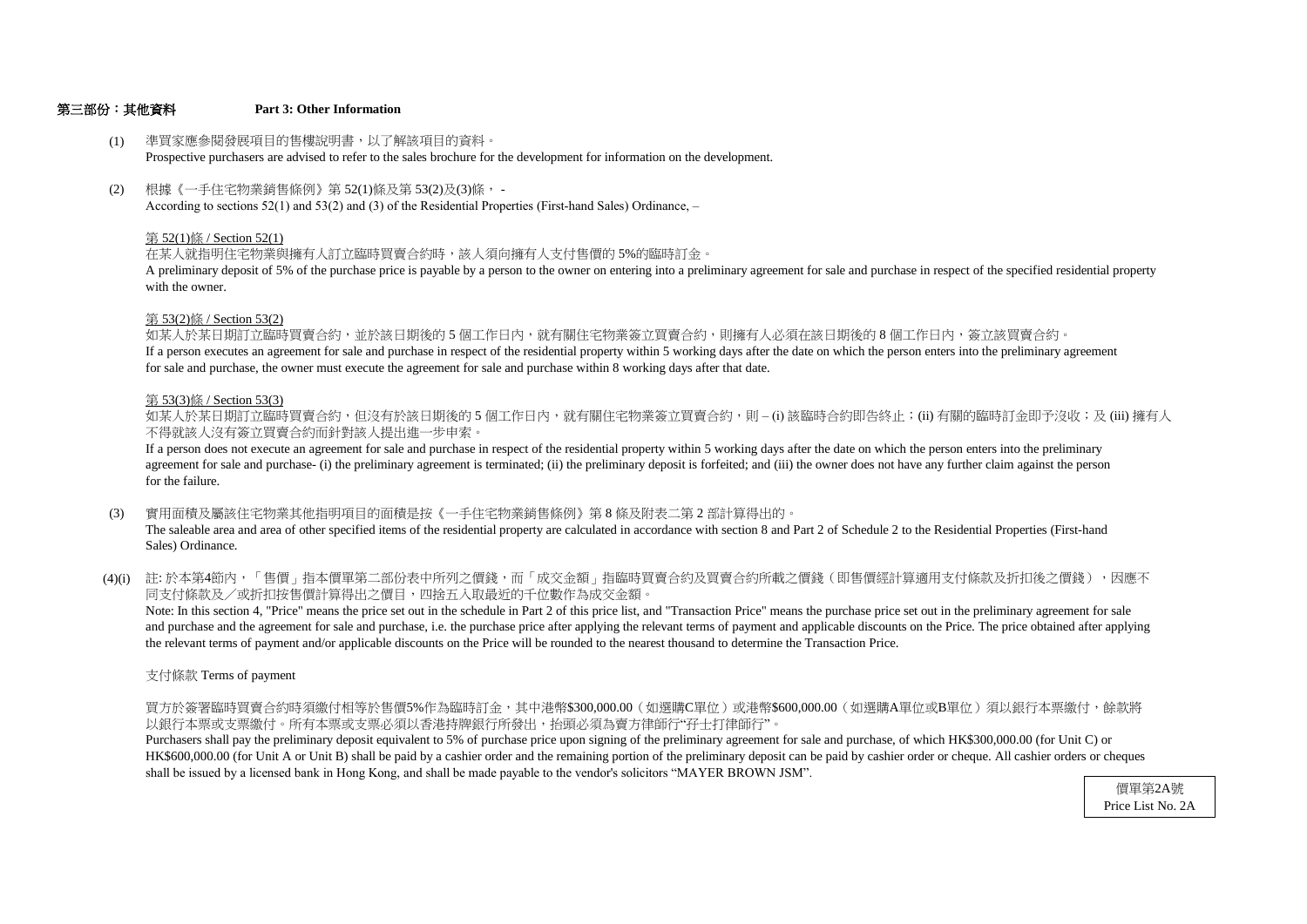## 第三部份：其他資料　Part 3: Other Information

(1) 準買家應參閱發展項目的售樓說明書，以了解該項目的資料。
Prospective purchasers are advised to refer to the sales brochure for the development for information on the development.

(2) 根據《一手住宅物業銷售條例》第 52(1)條及第 53(2)及(3)條， -
According to sections 52(1) and 53(2) and (3) of the Residential Properties (First-hand Sales) Ordinance, –

第 52(1)條 / Section 52(1)
在某人就指明住宅物業與擁有人訂立臨時買賣合約時，該人須向擁有人支付售價的 5%的臨時訂金。
A preliminary deposit of 5% of the purchase price is payable by a person to the owner on entering into a preliminary agreement for sale and purchase in respect of the specified residential property with the owner.

第 53(2)條 / Section 53(2)
如某人於某日期訂立臨時買賣合約，並於該日期後的 5 個工作日內，就有關住宅物業簽立買賣合約，則擁有人必須在該日期後的 8 個工作日內，簽立該買賣合約。
If a person executes an agreement for sale and purchase in respect of the residential property within 5 working days after the date on which the person enters into the preliminary agreement for sale and purchase, the owner must execute the agreement for sale and purchase within 8 working days after that date.

第 53(3)條 / Section 53(3)
如某人於某日期訂立臨時買賣合約，但沒有於該日期後的 5 個工作日內，就有關住宅物業簽立買賣合約，則 – (i) 該臨時合約即告終止；(ii) 有關的臨時訂金即予沒收；及 (iii) 擁有人不得就該人沒有簽立買賣合約而針對該人提出進一步申索。
If a person does not execute an agreement for sale and purchase in respect of the residential property within 5 working days after the date on which the person enters into the preliminary agreement for sale and purchase- (i) the preliminary agreement is terminated; (ii) the preliminary deposit is forfeited; and (iii) the owner does not have any further claim against the person for the failure.

(3) 實用面積及屬該住宅物業其他指明項目的面積是按《一手住宅物業銷售條例》第 8 條及附表二第 2 部計算得出的。
The saleable area and area of other specified items of the residential property are calculated in accordance with section 8 and Part 2 of Schedule 2 to the Residential Properties (First-hand Sales) Ordinance.

(4)(i) 註: 於本第4節內，「售價」指本價單第二部份表中所列之價錢，而「成交金額」指臨時買賣合約及買賣合約所載之價錢（即售價經計算適用支付條款及折扣後之價錢），因應不同支付條款及／或折扣按售價計算得出之價目，四捨五入取最近的千位數作為成交金額。
Note: In this section 4, "Price" means the price set out in the schedule in Part 2 of this price list, and "Transaction Price" means the purchase price set out in the preliminary agreement for sale and purchase and the agreement for sale and purchase, i.e. the purchase price after applying the relevant terms of payment and applicable discounts on the Price. The price obtained after applying the relevant terms of payment and/or applicable discounts on the Price will be rounded to the nearest thousand to determine the Transaction Price.

支付條款 Terms of payment

買方於簽署臨時買賣合約時須繳付相等於售價5%作為臨時訂金，其中港幣$300,000.00（如選購C單位）或港幣$600,000.00（如選購A單位或B單位）須以銀行本票繳付，餘款將以銀行本票或支票繳付。所有本票或支票必須以香港持牌銀行所發出，抬頭必須為賣方律師行"孖士打律師行"。
Purchasers shall pay the preliminary deposit equivalent to 5% of purchase price upon signing of the preliminary agreement for sale and purchase, of which HK$300,000.00 (for Unit C) or HK$600,000.00 (for Unit A or Unit B) shall be paid by a cashier order and the remaining portion of the preliminary deposit can be paid by cashier order or cheque. All cashier orders or cheques shall be issued by a licensed bank in Hong Kong, and shall be made payable to the vendor's solicitors "MAYER BROWN JSM".

價單第2A號
Price List No. 2A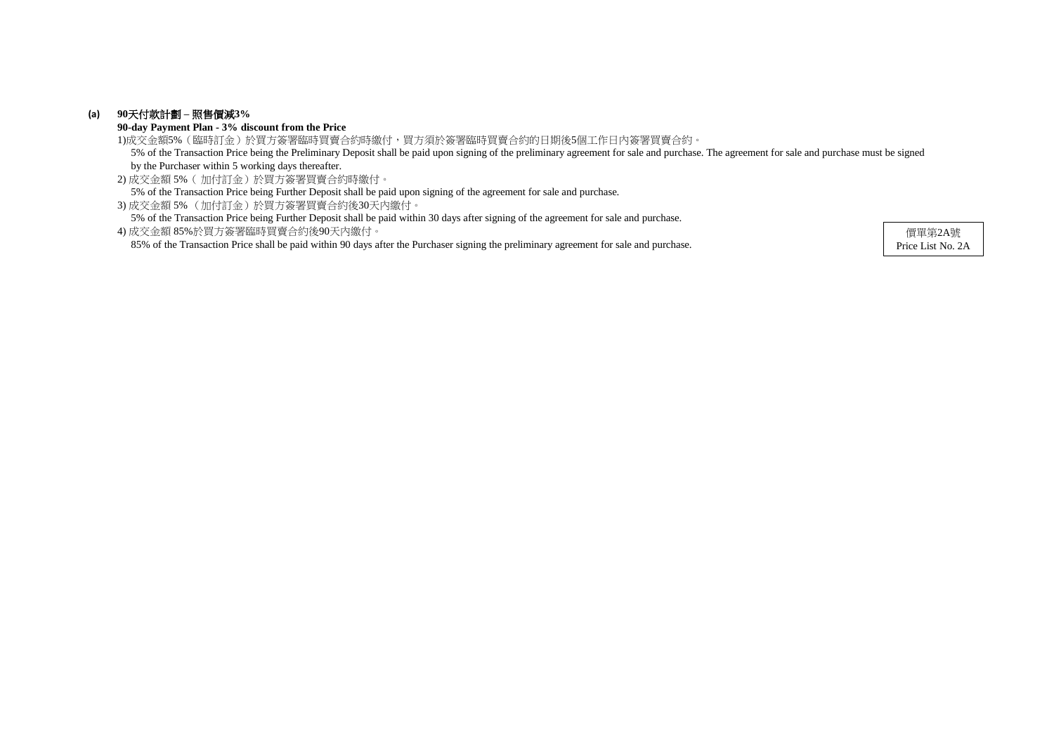**(a) 90天付款計劃 – 照售價減3%**

**90-day Payment Plan - 3% discount from the Price**

1)成交金額5%（臨時訂金）於買方簽署臨時買賣合約時繳付，買方須於簽署臨時買賣合約的日期後5個工作日內簽署買賣合約。

5% of the Transaction Price being the Preliminary Deposit shall be paid upon signing of the preliminary agreement for sale and purchase. The agreement for sale and purchase must be signed by the Purchaser within 5 working days thereafter.

2) 成交金額 5%（ 加付訂金）於買方簽署買賣合約時繳付。

5% of the Transaction Price being Further Deposit shall be paid upon signing of the agreement for sale and purchase.

3) 成交金額 5% （加付訂金）於買方簽署買賣合約後30天內繳付。

5% of the Transaction Price being Further Deposit shall be paid within 30 days after signing of the agreement for sale and purchase.

4) 成交金額 85%於買方簽署臨時買賣合約後90天內繳付。

85% of the Transaction Price shall be paid within 90 days after the Purchaser signing the preliminary agreement for sale and purchase.

價單第2A號
Price List No. 2A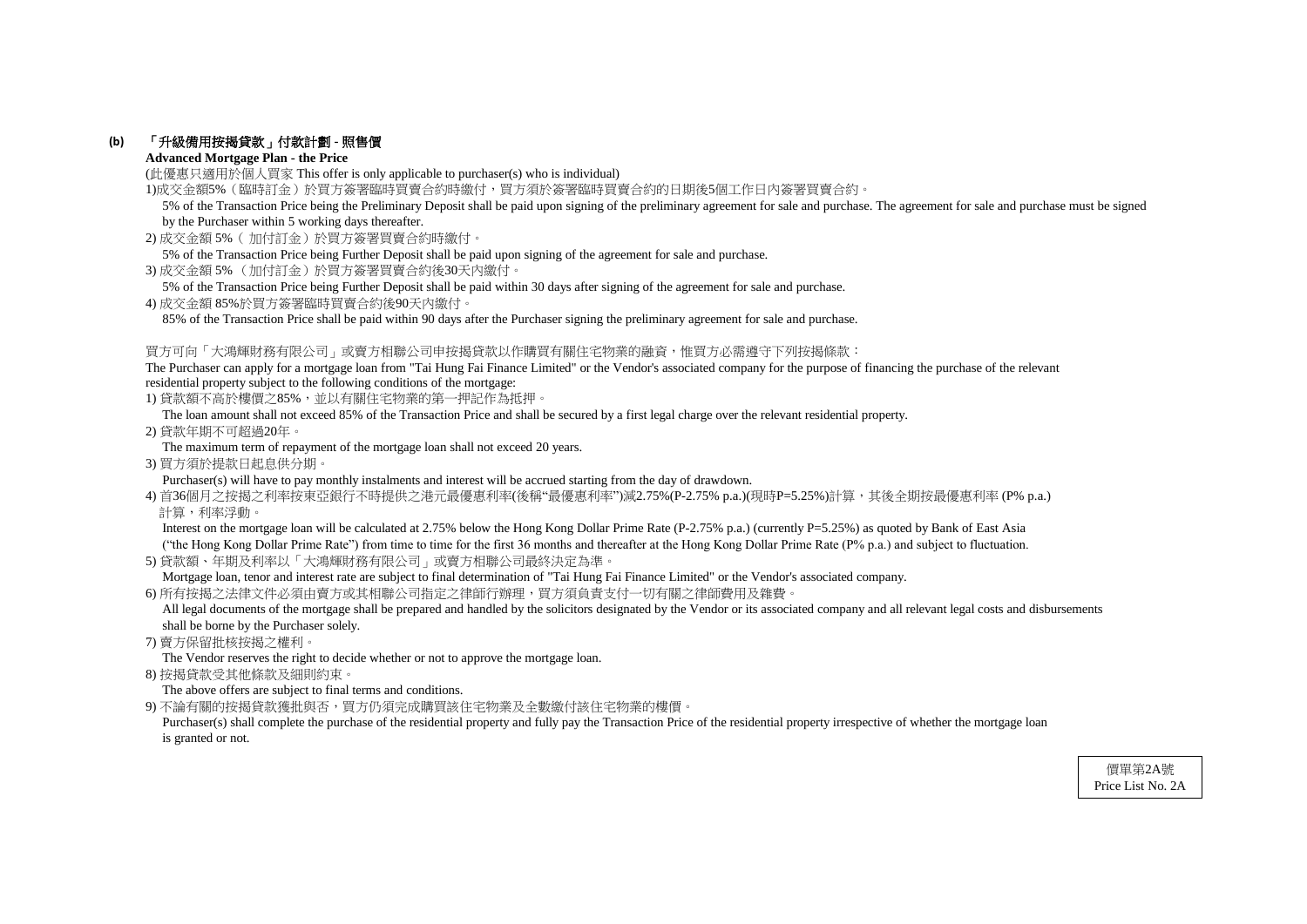**(b) 「升級備用按揭貸款」付款計劃 - 照售價**

**Advanced Mortgage Plan - the Price**

(此優惠只適用於個人買家 This offer is only applicable to purchaser(s) who is individual)

1)成交金額5%（臨時訂金）於買方簽署臨時買賣合約時繳付，買方須於簽署臨時買賣合約的日期後5個工作日內簽署買賣合約。

5% of the Transaction Price being the Preliminary Deposit shall be paid upon signing of the preliminary agreement for sale and purchase. The agreement for sale and purchase must be signed by the Purchaser within 5 working days thereafter.

2) 成交金額 5%（ 加付訂金）於買方簽署買賣合約時繳付。

5% of the Transaction Price being Further Deposit shall be paid upon signing of the agreement for sale and purchase.

3) 成交金額 5% （加付訂金）於買方簽署買賣合約後30天內繳付。

5% of the Transaction Price being Further Deposit shall be paid within 30 days after signing of the agreement for sale and purchase.

4) 成交金額 85%於買方簽署臨時買賣合約後90天內繳付。

85% of the Transaction Price shall be paid within 90 days after the Purchaser signing the preliminary agreement for sale and purchase.

買方可向「大鴻輝財務有限公司」或賣方相聯公司申按揭貸款以作購買有關住宅物業的融資，惟買方必需遵守下列按揭條款：

The Purchaser can apply for a mortgage loan from "Tai Hung Fai Finance Limited" or the Vendor's associated company for the purpose of financing the purchase of the relevant residential property subject to the following conditions of the mortgage:

1) 貸款額不高於樓價之85%，並以有關住宅物業的第一押記作為抵押。

The loan amount shall not exceed 85% of the Transaction Price and shall be secured by a first legal charge over the relevant residential property.

2) 貸款年期不可超過20年。

The maximum term of repayment of the mortgage loan shall not exceed 20 years.

3) 買方須於提款日起息供分期。

Purchaser(s) will have to pay monthly instalments and interest will be accrued starting from the day of drawdown.

4) 首36個月之按揭之利率按東亞銀行不時提供之港元最優惠利率(後稱"最優惠利率")減2.75%(P-2.75% p.a.)(現時P=5.25%)計算，其後全期按最優惠利率 (P% p.a.) 計算，利率浮動。

Interest on the mortgage loan will be calculated at 2.75% below the Hong Kong Dollar Prime Rate (P-2.75% p.a.) (currently P=5.25%) as quoted by Bank of East Asia ("the Hong Kong Dollar Prime Rate") from time to time for the first 36 months and thereafter at the Hong Kong Dollar Prime Rate (P% p.a.) and subject to fluctuation.

5) 貸款額、年期及利率以「大鴻輝財務有限公司」或賣方相聯公司最終決定為準。

Mortgage loan, tenor and interest rate are subject to final determination of "Tai Hung Fai Finance Limited" or the Vendor's associated company.

6) 所有按揭之法律文件必須由賣方或其相聯公司指定之律師行辦理，買方須負責支付一切有關之律師費用及雜費。

All legal documents of the mortgage shall be prepared and handled by the solicitors designated by the Vendor or its associated company and all relevant legal costs and disbursements shall be borne by the Purchaser solely.

7) 賣方保留批核按揭之權利。

The Vendor reserves the right to decide whether or not to approve the mortgage loan.

8) 按揭貸款受其他條款及細則約束。

The above offers are subject to final terms and conditions.

9) 不論有關的按揭貸款獲批與否，買方仍須完成購買該住宅物業及全數繳付該住宅物業的樓價。

Purchaser(s) shall complete the purchase of the residential property and fully pay the Transaction Price of the residential property irrespective of whether the mortgage loan is granted or not.

價單第2A號
Price List No. 2A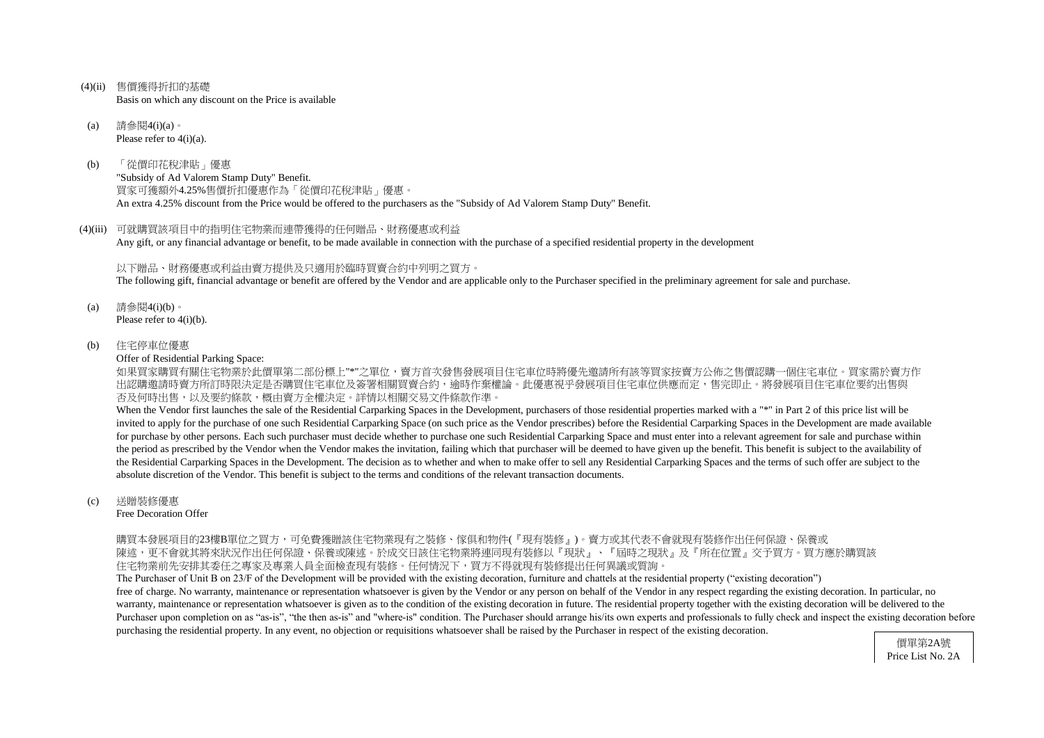(4)(ii) 售價獲得折扣的基礎
Basis on which any discount on the Price is available

(a) 請參閱4(i)(a)。
Please refer to 4(i)(a).

(b) 「從價印花稅津貼」優惠
"Subsidy of Ad Valorem Stamp Duty" Benefit.
買家可獲額外4.25%售價折扣優惠作為「從價印花稅津貼」優惠。
An extra 4.25% discount from the Price would be offered to the purchasers as the "Subsidy of Ad Valorem Stamp Duty" Benefit.

(4)(iii) 可就購買該項目中的指明住宅物業而連帶獲得的任何贈品、財務優惠或利益
Any gift, or any financial advantage or benefit, to be made available in connection with the purchase of a specified residential property in the development

以下贈品、財務優惠或利益由賣方提供及只適用於臨時買賣合約中列明之買方。
The following gift, financial advantage or benefit are offered by the Vendor and are applicable only to the Purchaser specified in the preliminary agreement for sale and purchase.

(a) 請參閱4(i)(b)。
Please refer to 4(i)(b).

(b) 住宅停車位優惠
Offer of Residential Parking Space:
如果買家購買有關住宅物業於此價單第二部份標上"*"之單位，賣方首次發售發展項目住宅車位時將優先邀請所有該等買家按賣方公佈之售價認購一個住宅車位。買家需於賣方作出認購邀請時賣方所訂時限決定是否購買住宅車位及簽署相關買賣合約，逾時作棄權論。此優惠視乎發展項目住宅車位供應而定，售完即止。將發展項目住宅車位要約出售與否及何時出售，以及要約條款，概由賣方全權決定。詳情以相關交易文件條款作準。
When the Vendor first launches the sale of the Residential Carparking Spaces in the Development, purchasers of those residential properties marked with a "*" in Part 2 of this price list will be invited to apply for the purchase of one such Residential Carparking Space (on such price as the Vendor prescribes) before the Residential Carparking Spaces in the Development are made available for purchase by other persons. Each such purchaser must decide whether to purchase one such Residential Carparking Space and must enter into a relevant agreement for sale and purchase within the period as prescribed by the Vendor when the Vendor makes the invitation, failing which that purchaser will be deemed to have given up the benefit. This benefit is subject to the availability of the Residential Carparking Spaces in the Development. The decision as to whether and when to make offer to sell any Residential Carparking Spaces and the terms of such offer are subject to the absolute discretion of the Vendor. This benefit is subject to the terms and conditions of the relevant transaction documents.

(c) 送贈裝修優惠
Free Decoration Offer

購買本發展項目的23樓B單位之買方，可免費獲贈該住宅物業現有之裝修、傢俱和物件(『現有裝修』)。賣方或其代表不會就現有裝修作出任何保證、保養或陳述，更不會就其將來狀況作出任何保證、保養或陳述。於成交日該住宅物業將連同現有裝修以『現狀』、『屆時之現狀』及『所在位置』交予買方。買方應於購買該住宅物業前先安排其委任之專家及專業人員全面檢查現有裝修。任何情況下，買方不得就現有裝修提出任何異議或質詢。
The Purchaser of Unit B on 23/F of the Development will be provided with the existing decoration, furniture and chattels at the residential property ("existing decoration") free of charge. No warranty, maintenance or representation whatsoever is given by the Vendor or any person on behalf of the Vendor in any respect regarding the existing decoration. In particular, no warranty, maintenance or representation whatsoever is given as to the condition of the existing decoration in future. The residential property together with the existing decoration will be delivered to the Purchaser upon completion on as "as-is", "the then as-is" and "where-is" condition. The Purchaser should arrange his/its own experts and professionals to fully check and inspect the existing decoration before purchasing the residential property. In any event, no objection or requisitions whatsoever shall be raised by the Purchaser in respect of the existing decoration.

價單第2A號
Price List No. 2A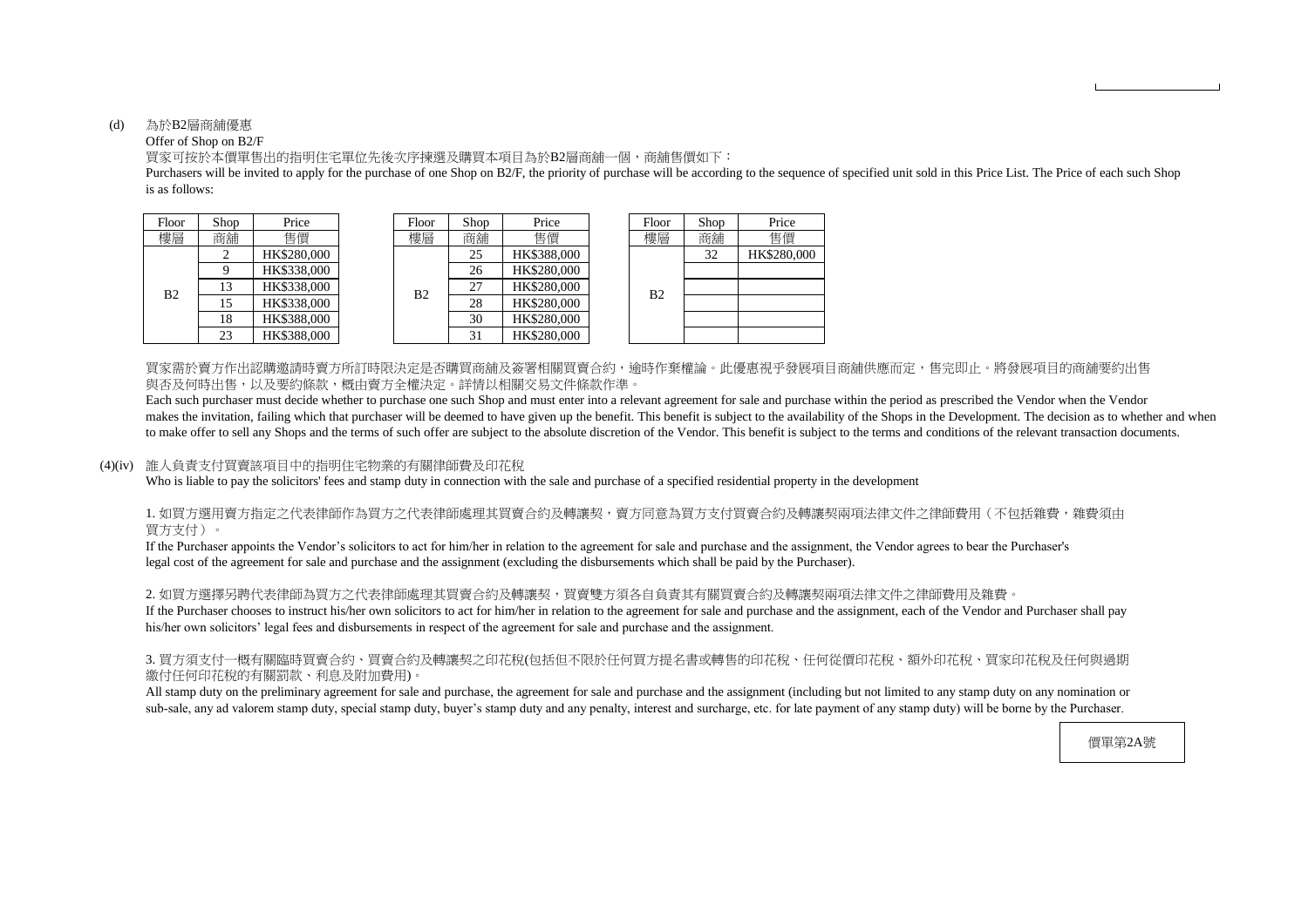(d) 為於B2層商舖優惠

Offer of Shop on B2/F

買家可按於本價單售出的指明住宅單位先後次序揀選及購買本項目為於B2層商舖一個，商舖售價如下：

Purchasers will be invited to apply for the purchase of one Shop on B2/F, the priority of purchase will be according to the sequence of specified unit sold in this Price List. The Price of each such Shop is as follows:

| Floor 樓層 | Shop 商舖 | Price 售價 |
|---|---|---|
| B2 | 2 | HK$280,000 |
| | 9 | HK$338,000 |
| | 13 | HK$338,000 |
| | 15 | HK$338,000 |
| | 18 | HK$388,000 |
| | 23 | HK$388,000 |

| Floor 樓層 | Shop 商舖 | Price 售價 |
|---|---|---|
| B2 | 25 | HK$388,000 |
| | 26 | HK$280,000 |
| | 27 | HK$280,000 |
| | 28 | HK$280,000 |
| | 30 | HK$280,000 |
| | 31 | HK$280,000 |

| Floor 樓層 | Shop 商舖 | Price 售價 |
|---|---|---|
| B2 | 32 | HK$280,000 |
| | | |
| | | |
| | | |
| | | |
| | | |

買家需於賣方作出認購邀請時賣方所訂時限決定是否購買商舖及簽署相關買賣合約，逾時作棄權論。此優惠視乎發展項目商舖供應而定，售完即止。將發展項目的商舖要約出售與否及何時出售，以及要約條款，概由賣方全權決定。詳情以相關交易文件條款作準。

Each such purchaser must decide whether to purchase one such Shop and must enter into a relevant agreement for sale and purchase within the period as prescribed the Vendor when the Vendor makes the invitation, failing which that purchaser will be deemed to have given up the benefit. This benefit is subject to the availability of the Shops in the Development. The decision as to whether and when to make offer to sell any Shops and the terms of such offer are subject to the absolute discretion of the Vendor. This benefit is subject to the terms and conditions of the relevant transaction documents.

(4)(iv) 誰人負責支付買賣該項目中的指明住宅物業的有關律師費及印花稅

Who is liable to pay the solicitors' fees and stamp duty in connection with the sale and purchase of a specified residential property in the development

1. 如買方選用賣方指定之代表律師作為買方之代表律師處理其買賣合約及轉讓契，賣方同意為買方支付買賣合約及轉讓契兩項法律文件之律師費用（不包括雜費，雜費須由買方支付）。

If the Purchaser appoints the Vendor's solicitors to act for him/her in relation to the agreement for sale and purchase and the assignment, the Vendor agrees to bear the Purchaser's legal cost of the agreement for sale and purchase and the assignment (excluding the disbursements which shall be paid by the Purchaser).

2. 如買方選擇另聘代表律師為買方之代表律師處理其買賣合約及轉讓契，買賣雙方須各自負責其有關買賣合約及轉讓契兩項法律文件之律師費用及雜費。

If the Purchaser chooses to instruct his/her own solicitors to act for him/her in relation to the agreement for sale and purchase and the assignment, each of the Vendor and Purchaser shall pay his/her own solicitors' legal fees and disbursements in respect of the agreement for sale and purchase and the assignment.

3. 買方須支付一概有關臨時買賣合約、買賣合約及轉讓契之印花稅(包括但不限於任何買方提名書或轉售的印花稅、任何從價印花稅、額外印花稅、買家印花稅及任何與過期繳付任何印花稅的有關罰款、利息及附加費用)。

All stamp duty on the preliminary agreement for sale and purchase, the agreement for sale and purchase and the assignment (including but not limited to any stamp duty on any nomination or sub-sale, any ad valorem stamp duty, special stamp duty, buyer's stamp duty and any penalty, interest and surcharge, etc. for late payment of any stamp duty) will be borne by the Purchaser.

價單第2A號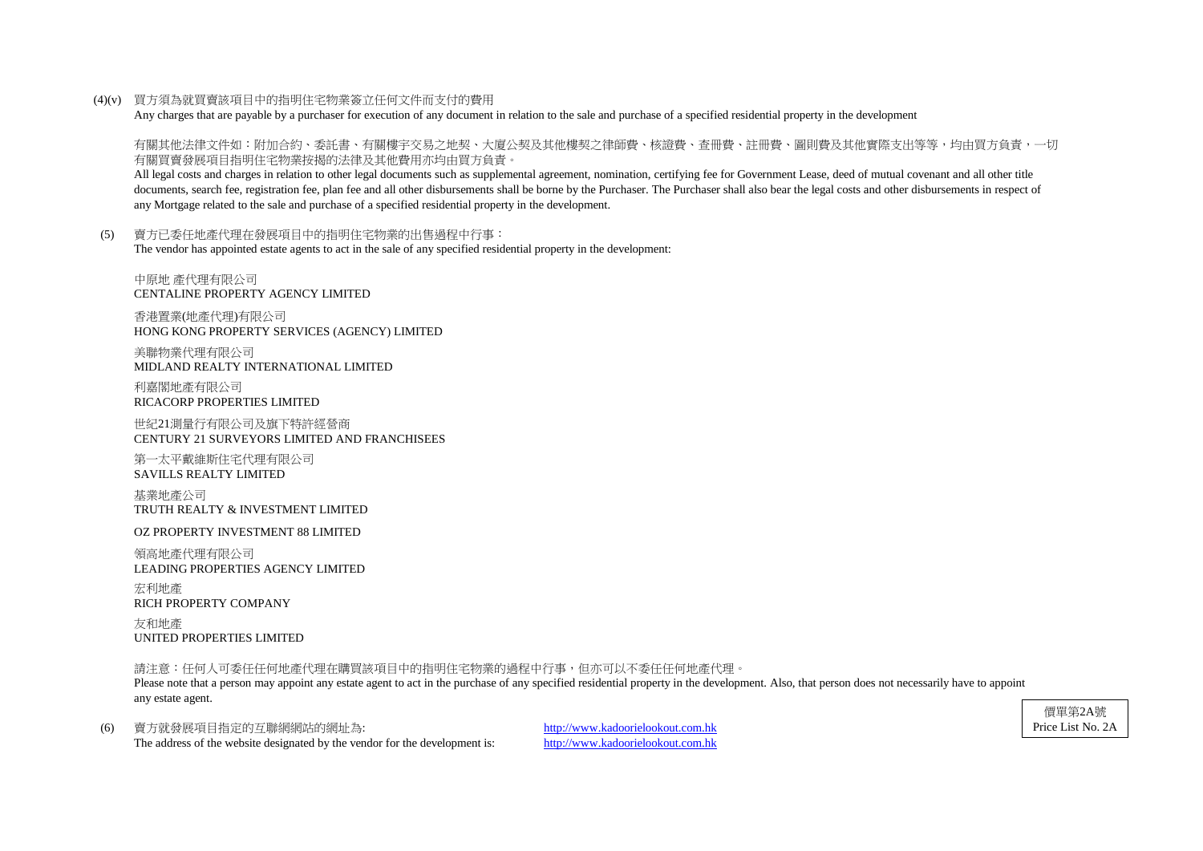(4)(v) 買方須為就買賣該項目中的指明住宅物業簽立任何文件而支付的費用
Any charges that are payable by a purchaser for execution of any document in relation to the sale and purchase of a specified residential property in the development

有關其他法律文件如：附加合約、委託書、有關樓宇交易之地契、大廈公契及其他樓契之律師費、核證費、查冊費、註冊費、圖則費及其他實際支出等等，均由買方負責，一切有關買賣發展項目指明住宅物業按揭的法律及其他費用亦均由買方負責。
All legal costs and charges in relation to other legal documents such as supplemental agreement, nomination, certifying fee for Government Lease, deed of mutual covenant and all other title documents, search fee, registration fee, plan fee and all other disbursements shall be borne by the Purchaser. The Purchaser shall also bear the legal costs and other disbursements in respect of any Mortgage related to the sale and purchase of a specified residential property in the development.

(5) 賣方已委任地產代理在發展項目中的指明住宅物業的出售過程中行事：
The vendor has appointed estate agents to act in the sale of any specified residential property in the development:

中原地 產代理有限公司
CENTALINE PROPERTY AGENCY LIMITED

香港置業(地產代理)有限公司
HONG KONG PROPERTY SERVICES (AGENCY) LIMITED

美聯物業代理有限公司
MIDLAND REALTY INTERNATIONAL LIMITED

利嘉閣地產有限公司
RICACORP PROPERTIES LIMITED

世紀21測量行有限公司及旗下特許經營商
CENTURY 21 SURVEYORS LIMITED AND FRANCHISEES

第一太平戴維斯住宅代理有限公司
SAVILLS REALTY LIMITED

基業地產公司
TRUTH REALTY & INVESTMENT LIMITED

OZ PROPERTY INVESTMENT 88 LIMITED

領高地產代理有限公司
LEADING PROPERTIES AGENCY LIMITED

宏利地產
RICH PROPERTY COMPANY

友和地產
UNITED PROPERTIES LIMITED

請注意：任何人可委任任何地產代理在購買該項目中的指明住宅物業的過程中行事，但亦可以不委任任何地產代理。
Please note that a person may appoint any estate agent to act in the purchase of any specified residential property in the development. Also, that person does not necessarily have to appoint any estate agent.

(6) 賣方就發展項目指定的互聯網網站的網址為: http://www.kadoorielookout.com.hk
The address of the website designated by the vendor for the development is: http://www.kadoorielookout.com.hk

價單第2A號
Price List No. 2A